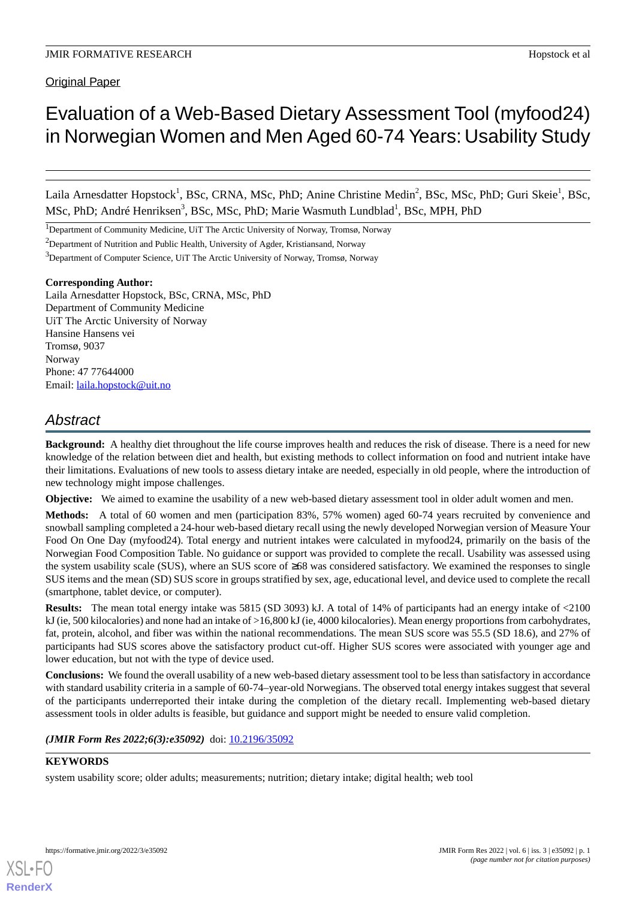Original Paper

# Evaluation of a Web-Based Dietary Assessment Tool (myfood24) in Norwegian Women and Men Aged 60-74 Years: Usability Study

Laila Arnesdatter Hopstock[1], BSc, CRNA, MSc, PhD; Anine Christine Medin[2], BSc, MSc, PhD; Guri Skeie[1], BSc, MSc, PhD; André Henriksen[3], BSc, MSc, PhD; Marie Wasmuth Lundblad[1], BSc, MPH, PhD

[1]Department of Community Medicine, UiT The Arctic University of Norway, Tromsø, Norway

[2]Department of Nutrition and Public Health, University of Agder, Kristiansand, Norway

[3]Department of Computer Science, UiT The Arctic University of Norway, Tromsø, Norway

**Corresponding Author:**
Laila Arnesdatter Hopstock, BSc, CRNA, MSc, PhD
Department of Community Medicine
UiT The Arctic University of Norway
Hansine Hansens vei
Tromsø, 9037
Norway
Phone: 47 77644000
Email: laila.hopstock@uit.no

## Abstract

**Background:** A healthy diet throughout the life course improves health and reduces the risk of disease. There is a need for new knowledge of the relation between diet and health, but existing methods to collect information on food and nutrient intake have their limitations. Evaluations of new tools to assess dietary intake are needed, especially in old people, where the introduction of new technology might impose challenges.

**Objective:** We aimed to examine the usability of a new web-based dietary assessment tool in older adult women and men.

**Methods:** A total of 60 women and men (participation 83%, 57% women) aged 60-74 years recruited by convenience and snowball sampling completed a 24-hour web-based dietary recall using the newly developed Norwegian version of Measure Your Food On One Day (myfood24). Total energy and nutrient intakes were calculated in myfood24, primarily on the basis of the Norwegian Food Composition Table. No guidance or support was provided to complete the recall. Usability was assessed using the system usability scale (SUS), where an SUS score of ≥68 was considered satisfactory. We examined the responses to single SUS items and the mean (SD) SUS score in groups stratified by sex, age, educational level, and device used to complete the recall (smartphone, tablet device, or computer).

**Results:** The mean total energy intake was 5815 (SD 3093) kJ. A total of 14% of participants had an energy intake of <2100 kJ (ie, 500 kilocalories) and none had an intake of >16,800 kJ (ie, 4000 kilocalories). Mean energy proportions from carbohydrates, fat, protein, alcohol, and fiber was within the national recommendations. The mean SUS score was 55.5 (SD 18.6), and 27% of participants had SUS scores above the satisfactory product cut-off. Higher SUS scores were associated with younger age and lower education, but not with the type of device used.

**Conclusions:** We found the overall usability of a new web-based dietary assessment tool to be less than satisfactory in accordance with standard usability criteria in a sample of 60-74–year-old Norwegians. The observed total energy intakes suggest that several of the participants underreported their intake during the completion of the dietary recall. Implementing web-based dietary assessment tools in older adults is feasible, but guidance and support might be needed to ensure valid completion.

***(JMIR Form Res 2022;6(3):e35092)*** doi: 10.2196/35092

**KEYWORDS**

system usability score; older adults; measurements; nutrition; dietary intake; digital health; web tool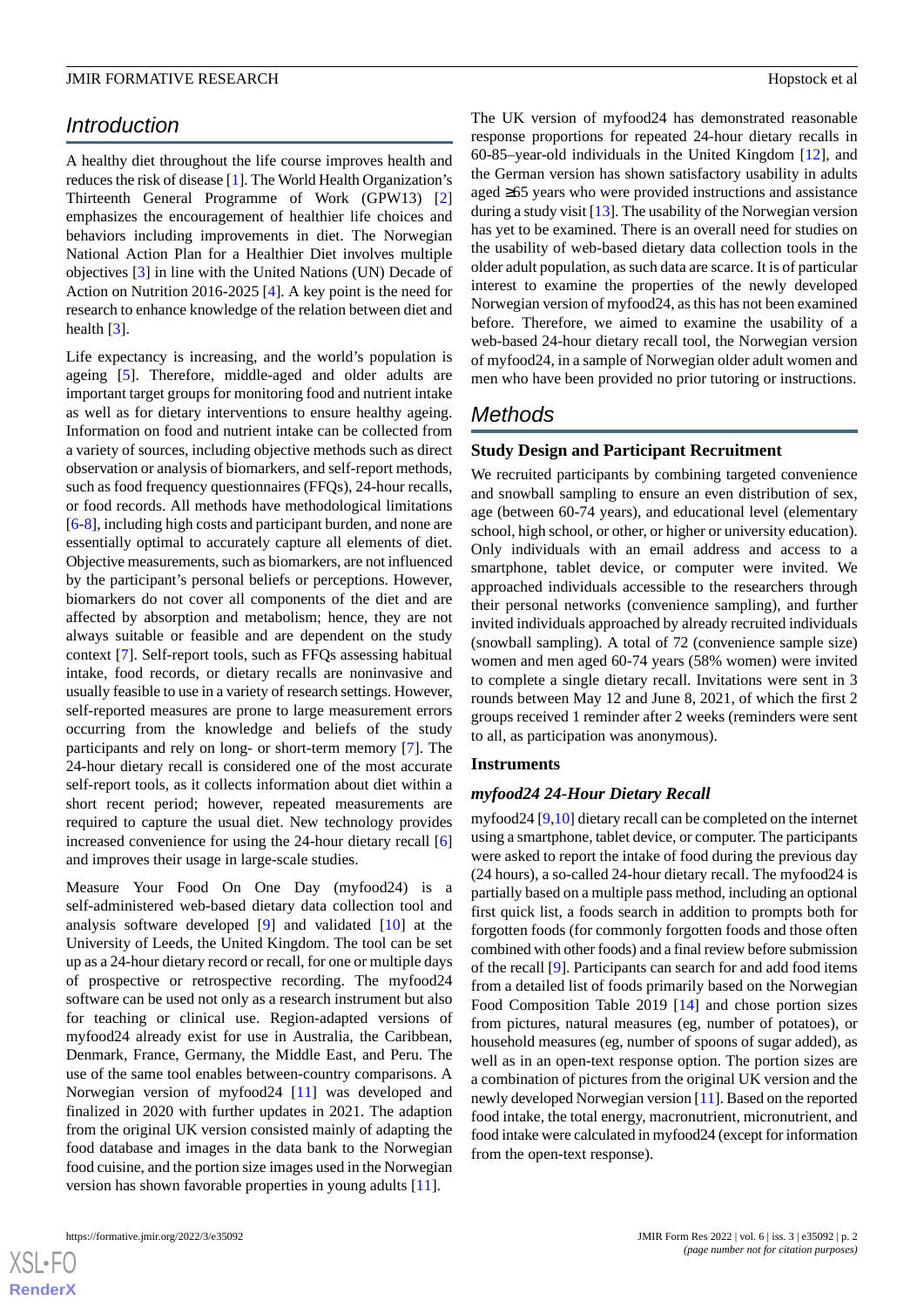## Introduction

A healthy diet throughout the life course improves health and reduces the risk of disease [1]. The World Health Organization's Thirteenth General Programme of Work (GPW13) [2] emphasizes the encouragement of healthier life choices and behaviors including improvements in diet. The Norwegian National Action Plan for a Healthier Diet involves multiple objectives [3] in line with the United Nations (UN) Decade of Action on Nutrition 2016-2025 [4]. A key point is the need for research to enhance knowledge of the relation between diet and health [3].

Life expectancy is increasing, and the world's population is ageing [5]. Therefore, middle-aged and older adults are important target groups for monitoring food and nutrient intake as well as for dietary interventions to ensure healthy ageing. Information on food and nutrient intake can be collected from a variety of sources, including objective methods such as direct observation or analysis of biomarkers, and self-report methods, such as food frequency questionnaires (FFQs), 24-hour recalls, or food records. All methods have methodological limitations [6-8], including high costs and participant burden, and none are essentially optimal to accurately capture all elements of diet. Objective measurements, such as biomarkers, are not influenced by the participant's personal beliefs or perceptions. However, biomarkers do not cover all components of the diet and are affected by absorption and metabolism; hence, they are not always suitable or feasible and are dependent on the study context [7]. Self-report tools, such as FFQs assessing habitual intake, food records, or dietary recalls are noninvasive and usually feasible to use in a variety of research settings. However, self-reported measures are prone to large measurement errors occurring from the knowledge and beliefs of the study participants and rely on long- or short-term memory [7]. The 24-hour dietary recall is considered one of the most accurate self-report tools, as it collects information about diet within a short recent period; however, repeated measurements are required to capture the usual diet. New technology provides increased convenience for using the 24-hour dietary recall [6] and improves their usage in large-scale studies.

Measure Your Food On One Day (myfood24) is a self-administered web-based dietary data collection tool and analysis software developed [9] and validated [10] at the University of Leeds, the United Kingdom. The tool can be set up as a 24-hour dietary record or recall, for one or multiple days of prospective or retrospective recording. The myfood24 software can be used not only as a research instrument but also for teaching or clinical use. Region-adapted versions of myfood24 already exist for use in Australia, the Caribbean, Denmark, France, Germany, the Middle East, and Peru. The use of the same tool enables between-country comparisons. A Norwegian version of myfood24 [11] was developed and finalized in 2020 with further updates in 2021. The adaption from the original UK version consisted mainly of adapting the food database and images in the data bank to the Norwegian food cuisine, and the portion size images used in the Norwegian version has shown favorable properties in young adults [11].

The UK version of myfood24 has demonstrated reasonable response proportions for repeated 24-hour dietary recalls in 60-85–year-old individuals in the United Kingdom [12], and the German version has shown satisfactory usability in adults aged ≥65 years who were provided instructions and assistance during a study visit [13]. The usability of the Norwegian version has yet to be examined. There is an overall need for studies on the usability of web-based dietary data collection tools in the older adult population, as such data are scarce. It is of particular interest to examine the properties of the newly developed Norwegian version of myfood24, as this has not been examined before. Therefore, we aimed to examine the usability of a web-based 24-hour dietary recall tool, the Norwegian version of myfood24, in a sample of Norwegian older adult women and men who have been provided no prior tutoring or instructions.

## Methods

### Study Design and Participant Recruitment

We recruited participants by combining targeted convenience and snowball sampling to ensure an even distribution of sex, age (between 60-74 years), and educational level (elementary school, high school, or other, or higher or university education). Only individuals with an email address and access to a smartphone, tablet device, or computer were invited. We approached individuals accessible to the researchers through their personal networks (convenience sampling), and further invited individuals approached by already recruited individuals (snowball sampling). A total of 72 (convenience sample size) women and men aged 60-74 years (58% women) were invited to complete a single dietary recall. Invitations were sent in 3 rounds between May 12 and June 8, 2021, of which the first 2 groups received 1 reminder after 2 weeks (reminders were sent to all, as participation was anonymous).

### Instruments

#### *myfood24 24-Hour Dietary Recall*

myfood24 [9,10] dietary recall can be completed on the internet using a smartphone, tablet device, or computer. The participants were asked to report the intake of food during the previous day (24 hours), a so-called 24-hour dietary recall. The myfood24 is partially based on a multiple pass method, including an optional first quick list, a foods search in addition to prompts both for forgotten foods (for commonly forgotten foods and those often combined with other foods) and a final review before submission of the recall [9]. Participants can search for and add food items from a detailed list of foods primarily based on the Norwegian Food Composition Table 2019 [14] and chose portion sizes from pictures, natural measures (eg, number of potatoes), or household measures (eg, number of spoons of sugar added), as well as in an open-text response option. The portion sizes are a combination of pictures from the original UK version and the newly developed Norwegian version [11]. Based on the reported food intake, the total energy, macronutrient, micronutrient, and food intake were calculated in myfood24 (except for information from the open-text response).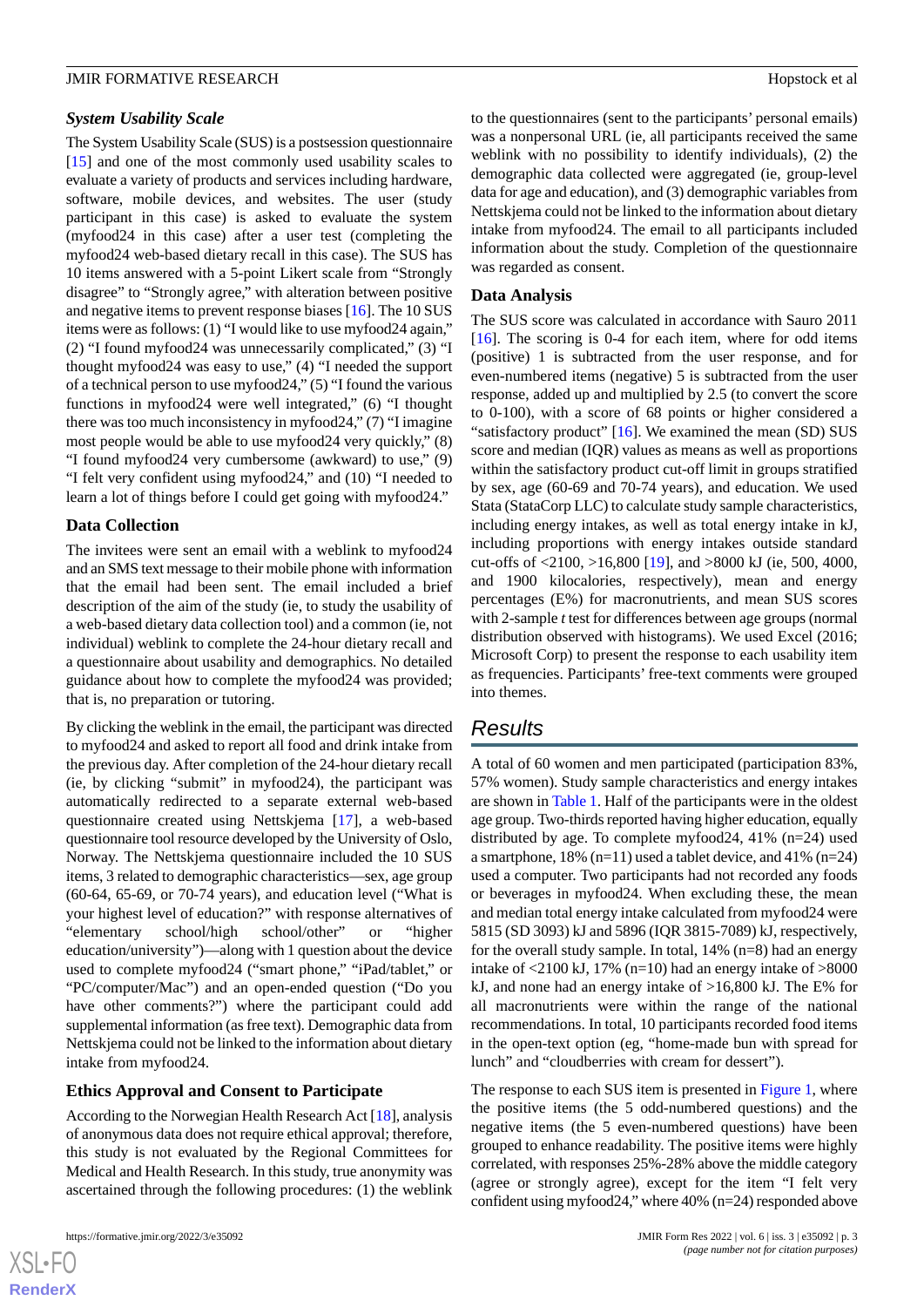### System Usability Scale

The System Usability Scale (SUS) is a postsession questionnaire [15] and one of the most commonly used usability scales to evaluate a variety of products and services including hardware, software, mobile devices, and websites. The user (study participant in this case) is asked to evaluate the system (myfood24 in this case) after a user test (completing the myfood24 web-based dietary recall in this case). The SUS has 10 items answered with a 5-point Likert scale from "Strongly disagree" to "Strongly agree," with alteration between positive and negative items to prevent response biases [16]. The 10 SUS items were as follows: (1) "I would like to use myfood24 again," (2) "I found myfood24 was unnecessarily complicated," (3) "I thought myfood24 was easy to use," (4) "I needed the support of a technical person to use myfood24," (5) "I found the various functions in myfood24 were well integrated," (6) "I thought there was too much inconsistency in myfood24," (7) "I imagine most people would be able to use myfood24 very quickly," (8) "I found myfood24 very cumbersome (awkward) to use," (9) "I felt very confident using myfood24," and (10) "I needed to learn a lot of things before I could get going with myfood24."

### Data Collection

The invitees were sent an email with a weblink to myfood24 and an SMS text message to their mobile phone with information that the email had been sent. The email included a brief description of the aim of the study (ie, to study the usability of a web-based dietary data collection tool) and a common (ie, not individual) weblink to complete the 24-hour dietary recall and a questionnaire about usability and demographics. No detailed guidance about how to complete the myfood24 was provided; that is, no preparation or tutoring.

By clicking the weblink in the email, the participant was directed to myfood24 and asked to report all food and drink intake from the previous day. After completion of the 24-hour dietary recall (ie, by clicking "submit" in myfood24), the participant was automatically redirected to a separate external web-based questionnaire created using Nettskjema [17], a web-based questionnaire tool resource developed by the University of Oslo, Norway. The Nettskjema questionnaire included the 10 SUS items, 3 related to demographic characteristics—sex, age group (60-64, 65-69, or 70-74 years), and education level ("What is your highest level of education?" with response alternatives of "elementary school/high school/other" or "higher education/university")—along with 1 question about the device used to complete myfood24 ("smart phone," "iPad/tablet," or "PC/computer/Mac") and an open-ended question ("Do you have other comments?") where the participant could add supplemental information (as free text). Demographic data from Nettskjema could not be linked to the information about dietary intake from myfood24.

### Ethics Approval and Consent to Participate

According to the Norwegian Health Research Act [18], analysis of anonymous data does not require ethical approval; therefore, this study is not evaluated by the Regional Committees for Medical and Health Research. In this study, true anonymity was ascertained through the following procedures: (1) the weblink to the questionnaires (sent to the participants' personal emails) was a nonpersonal URL (ie, all participants received the same weblink with no possibility to identify individuals), (2) the demographic data collected were aggregated (ie, group-level data for age and education), and (3) demographic variables from Nettskjema could not be linked to the information about dietary intake from myfood24. The email to all participants included information about the study. Completion of the questionnaire was regarded as consent.

### Data Analysis

The SUS score was calculated in accordance with Sauro 2011 [16]. The scoring is 0-4 for each item, where for odd items (positive) 1 is subtracted from the user response, and for even-numbered items (negative) 5 is subtracted from the user response, added up and multiplied by 2.5 (to convert the score to 0-100), with a score of 68 points or higher considered a "satisfactory product" [16]. We examined the mean (SD) SUS score and median (IQR) values as means as well as proportions within the satisfactory product cut-off limit in groups stratified by sex, age (60-69 and 70-74 years), and education. We used Stata (StataCorp LLC) to calculate study sample characteristics, including energy intakes, as well as total energy intake in kJ, including proportions with energy intakes outside standard cut-offs of <2100, >16,800 [19], and >8000 kJ (ie, 500, 4000, and 1900 kilocalories, respectively), mean and energy percentages (E%) for macronutrients, and mean SUS scores with 2-sample *t* test for differences between age groups (normal distribution observed with histograms). We used Excel (2016; Microsoft Corp) to present the response to each usability item as frequencies. Participants' free-text comments were grouped into themes.

## Results

A total of 60 women and men participated (participation 83%, 57% women). Study sample characteristics and energy intakes are shown in Table 1. Half of the participants were in the oldest age group. Two-thirds reported having higher education, equally distributed by age. To complete myfood24, 41% (n=24) used a smartphone, 18% (n=11) used a tablet device, and 41% (n=24) used a computer. Two participants had not recorded any foods or beverages in myfood24. When excluding these, the mean and median total energy intake calculated from myfood24 were 5815 (SD 3093) kJ and 5896 (IQR 3815-7089) kJ, respectively, for the overall study sample. In total, 14% (n=8) had an energy intake of <2100 kJ, 17% (n=10) had an energy intake of >8000 kJ, and none had an energy intake of >16,800 kJ. The E% for all macronutrients were within the range of the national recommendations. In total, 10 participants recorded food items in the open-text option (eg, "home-made bun with spread for lunch" and "cloudberries with cream for dessert").

The response to each SUS item is presented in Figure 1, where the positive items (the 5 odd-numbered questions) and the negative items (the 5 even-numbered questions) have been grouped to enhance readability. The positive items were highly correlated, with responses 25%-28% above the middle category (agree or strongly agree), except for the item "I felt very confident using myfood24," where 40% (n=24) responded above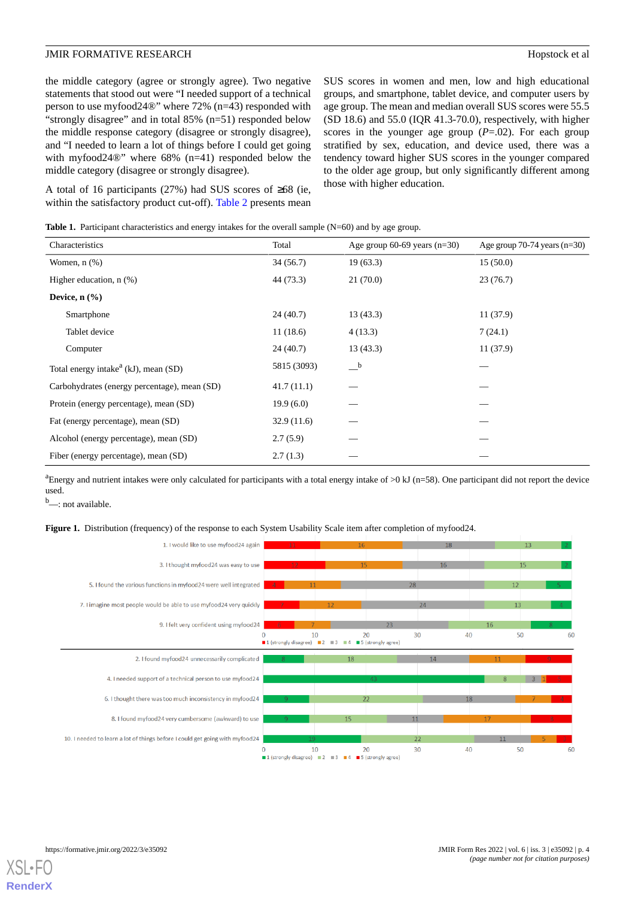the middle category (agree or strongly agree). Two negative statements that stood out were “I needed support of a technical person to use myfood24®” where 72% (n=43) responded with “strongly disagree” and in total 85% (n=51) responded below the middle response category (disagree or strongly disagree), and “I needed to learn a lot of things before I could get going with myfood24®” where 68% (n=41) responded below the middle category (disagree or strongly disagree).

A total of 16 participants (27%) had SUS scores of ≥68 (ie, within the satisfactory product cut-off). Table 2 presents mean SUS scores in women and men, low and high educational groups, and smartphone, tablet device, and computer users by age group. The mean and median overall SUS scores were 55.5 (SD 18.6) and 55.0 (IQR 41.3-70.0), respectively, with higher scores in the younger age group ($P$=.02). For each group stratified by sex, education, and device used, there was a tendency toward higher SUS scores in the younger compared to the older age group, but only significantly different among those with higher education.

**Table 1.** Participant characteristics and energy intakes for the overall sample (N=60) and by age group.

| Characteristics | Total | Age group 60-69 years (n=30) | Age group 70-74 years (n=30) |
|---|---|---|---|
| Women, n (%) | 34 (56.7) | 19 (63.3) | 15 (50.0) |
| Higher education, n (%) | 44 (73.3) | 21 (70.0) | 23 (76.7) |
| **Device, n (%)** | | | |
| Smartphone | 24 (40.7) | 13 (43.3) | 11 (37.9) |
| Tablet device | 11 (18.6) | 4 (13.3) | 7 (24.1) |
| Computer | 24 (40.7) | 13 (43.3) | 11 (37.9) |
| Total energy intake[a] (kJ), mean (SD) | 5815 (3093) | —[b] | — |
| Carbohydrates (energy percentage), mean (SD) | 41.7 (11.1) | — | — |
| Protein (energy percentage), mean (SD) | 19.9 (6.0) | — | — |
| Fat (energy percentage), mean (SD) | 32.9 (11.6) | — | — |
| Alcohol (energy percentage), mean (SD) | 2.7 (5.9) | — | — |
| Fiber (energy percentage), mean (SD) | 2.7 (1.3) | — | — |

[a]Energy and nutrient intakes were only calculated for participants with a total energy intake of >0 kJ (n=58). One participant did not report the device used.

[b]—: not available.

**Figure 1.** Distribution (frequency) of the response to each System Usability Scale item after completion of myfood24.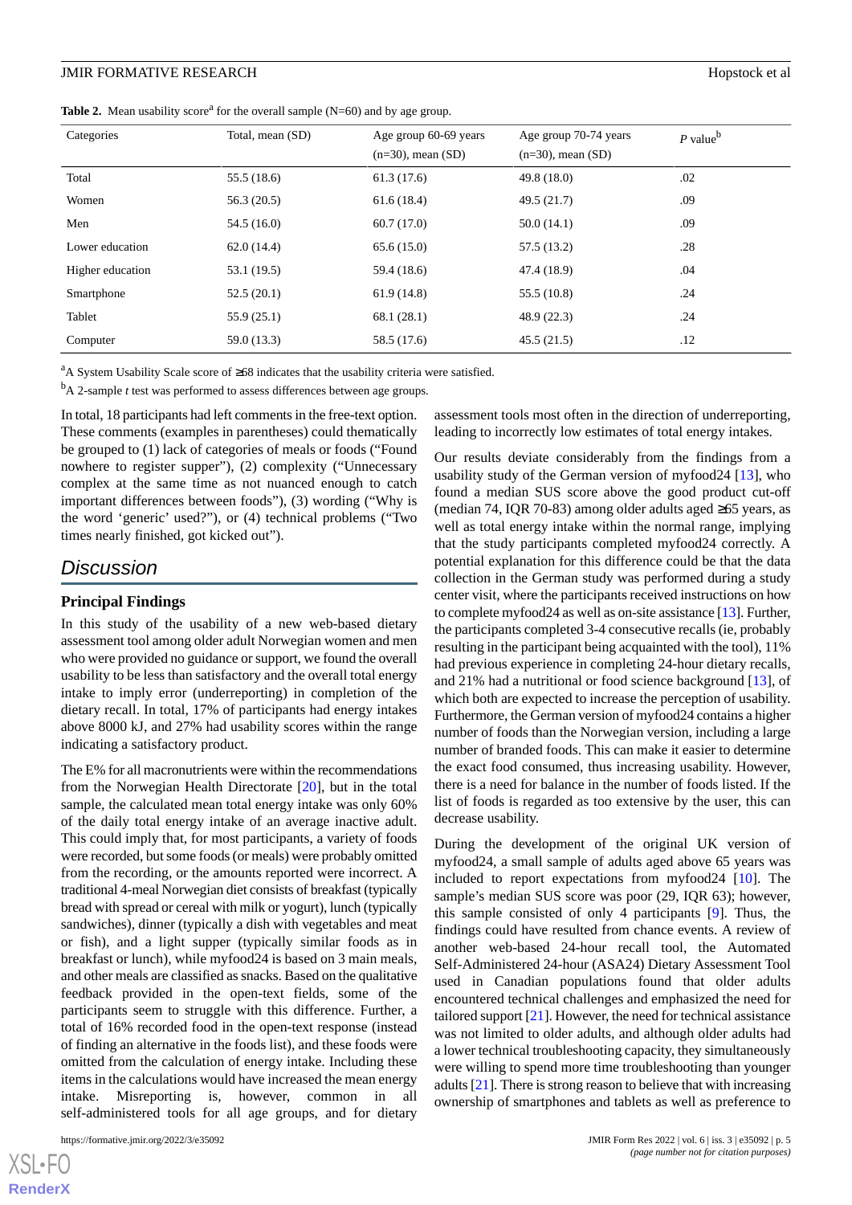**Table 2.** Mean usability score[a] for the overall sample (N=60) and by age group.

| Categories | Total, mean (SD) | Age group 60-69 years (n=30), mean (SD) | Age group 70-74 years (n=30), mean (SD) | *P* value[b] |
|---|---|---|---|---|
| Total | 55.5 (18.6) | 61.3 (17.6) | 49.8 (18.0) | .02 |
| Women | 56.3 (20.5) | 61.6 (18.4) | 49.5 (21.7) | .09 |
| Men | 54.5 (16.0) | 60.7 (17.0) | 50.0 (14.1) | .09 |
| Lower education | 62.0 (14.4) | 65.6 (15.0) | 57.5 (13.2) | .28 |
| Higher education | 53.1 (19.5) | 59.4 (18.6) | 47.4 (18.9) | .04 |
| Smartphone | 52.5 (20.1) | 61.9 (14.8) | 55.5 (10.8) | .24 |
| Tablet | 55.9 (25.1) | 68.1 (28.1) | 48.9 (22.3) | .24 |
| Computer | 59.0 (13.3) | 58.5 (17.6) | 45.5 (21.5) | .12 |

[a]A System Usability Scale score of ≥68 indicates that the usability criteria were satisfied.

[b]A 2-sample *t* test was performed to assess differences between age groups.

In total, 18 participants had left comments in the free-text option. These comments (examples in parentheses) could thematically be grouped to (1) lack of categories of meals or foods ("Found nowhere to register supper"), (2) complexity ("Unnecessary complex at the same time as not nuanced enough to catch important differences between foods"), (3) wording ("Why is the word 'generic' used?"), or (4) technical problems ("Two times nearly finished, got kicked out").

## Discussion

### Principal Findings

In this study of the usability of a new web-based dietary assessment tool among older adult Norwegian women and men who were provided no guidance or support, we found the overall usability to be less than satisfactory and the overall total energy intake to imply error (underreporting) in completion of the dietary recall. In total, 17% of participants had energy intakes above 8000 kJ, and 27% had usability scores within the range indicating a satisfactory product.

The E% for all macronutrients were within the recommendations from the Norwegian Health Directorate [20], but in the total sample, the calculated mean total energy intake was only 60% of the daily total energy intake of an average inactive adult. This could imply that, for most participants, a variety of foods were recorded, but some foods (or meals) were probably omitted from the recording, or the amounts reported were incorrect. A traditional 4-meal Norwegian diet consists of breakfast (typically bread with spread or cereal with milk or yogurt), lunch (typically sandwiches), dinner (typically a dish with vegetables and meat or fish), and a light supper (typically similar foods as in breakfast or lunch), while myfood24 is based on 3 main meals, and other meals are classified as snacks. Based on the qualitative feedback provided in the open-text fields, some of the participants seem to struggle with this difference. Further, a total of 16% recorded food in the open-text response (instead of finding an alternative in the foods list), and these foods were omitted from the calculation of energy intake. Including these items in the calculations would have increased the mean energy intake. Misreporting is, however, common in all self-administered tools for all age groups, and for dietary assessment tools most often in the direction of underreporting, leading to incorrectly low estimates of total energy intakes.

Our results deviate considerably from the findings from a usability study of the German version of myfood24 [13], who found a median SUS score above the good product cut-off (median 74, IQR 70-83) among older adults aged ≥65 years, as well as total energy intake within the normal range, implying that the study participants completed myfood24 correctly. A potential explanation for this difference could be that the data collection in the German study was performed during a study center visit, where the participants received instructions on how to complete myfood24 as well as on-site assistance [13]. Further, the participants completed 3-4 consecutive recalls (ie, probably resulting in the participant being acquainted with the tool), 11% had previous experience in completing 24-hour dietary recalls, and 21% had a nutritional or food science background [13], of which both are expected to increase the perception of usability. Furthermore, the German version of myfood24 contains a higher number of foods than the Norwegian version, including a large number of branded foods. This can make it easier to determine the exact food consumed, thus increasing usability. However, there is a need for balance in the number of foods listed. If the list of foods is regarded as too extensive by the user, this can decrease usability.

During the development of the original UK version of myfood24, a small sample of adults aged above 65 years was included to report expectations from myfood24 [10]. The sample's median SUS score was poor (29, IQR 63); however, this sample consisted of only 4 participants [9]. Thus, the findings could have resulted from chance events. A review of another web-based 24-hour recall tool, the Automated Self-Administered 24-hour (ASA24) Dietary Assessment Tool used in Canadian populations found that older adults encountered technical challenges and emphasized the need for tailored support [21]. However, the need for technical assistance was not limited to older adults, and although older adults had a lower technical troubleshooting capacity, they simultaneously were willing to spend more time troubleshooting than younger adults [21]. There is strong reason to believe that with increasing ownership of smartphones and tablets as well as preference to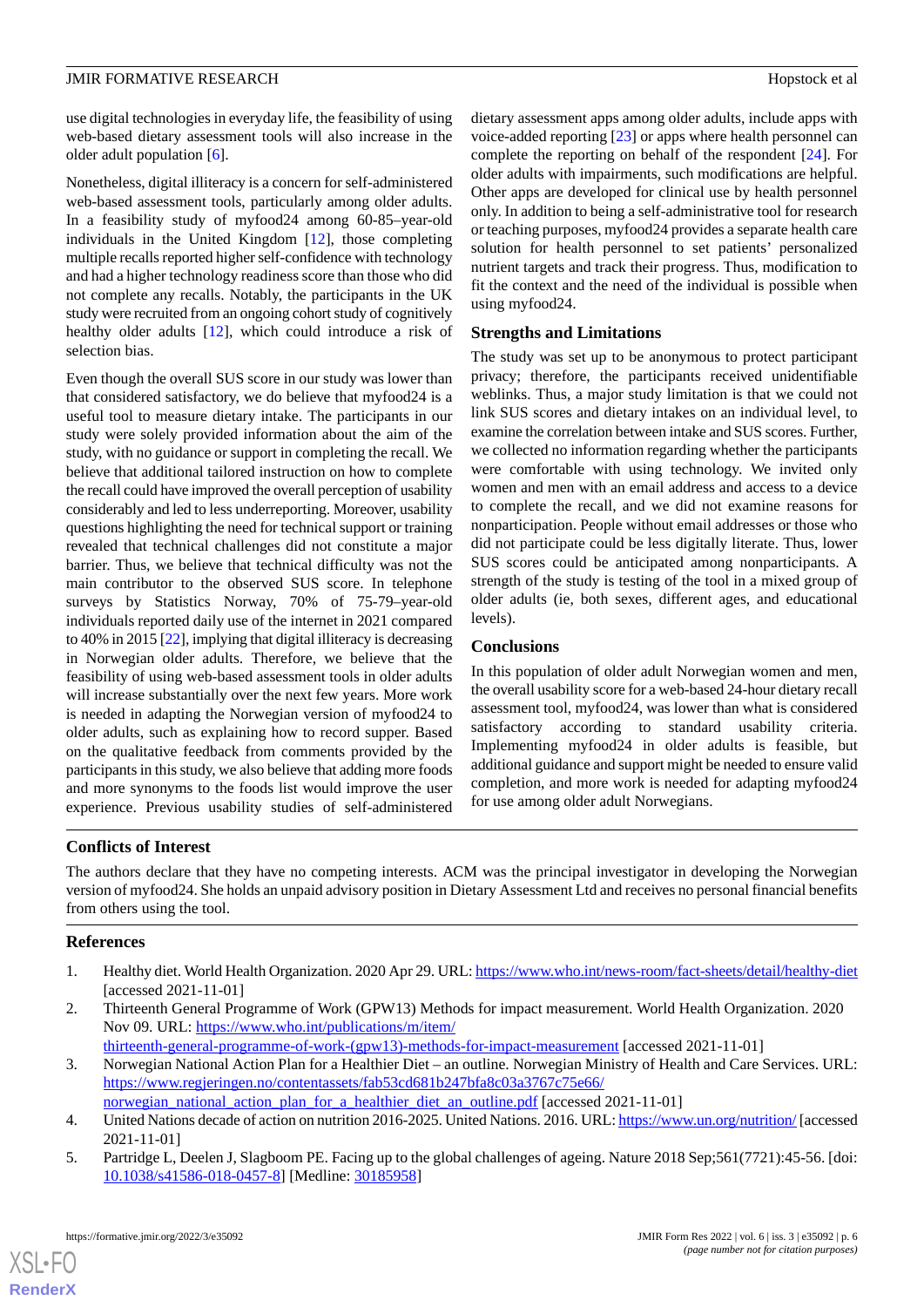use digital technologies in everyday life, the feasibility of using web-based dietary assessment tools will also increase in the older adult population [6].

Nonetheless, digital illiteracy is a concern for self-administered web-based assessment tools, particularly among older adults. In a feasibility study of myfood24 among 60-85–year-old individuals in the United Kingdom [12], those completing multiple recalls reported higher self-confidence with technology and had a higher technology readiness score than those who did not complete any recalls. Notably, the participants in the UK study were recruited from an ongoing cohort study of cognitively healthy older adults [12], which could introduce a risk of selection bias.

Even though the overall SUS score in our study was lower than that considered satisfactory, we do believe that myfood24 is a useful tool to measure dietary intake. The participants in our study were solely provided information about the aim of the study, with no guidance or support in completing the recall. We believe that additional tailored instruction on how to complete the recall could have improved the overall perception of usability considerably and led to less underreporting. Moreover, usability questions highlighting the need for technical support or training revealed that technical challenges did not constitute a major barrier. Thus, we believe that technical difficulty was not the main contributor to the observed SUS score. In telephone surveys by Statistics Norway, 70% of 75-79–year-old individuals reported daily use of the internet in 2021 compared to 40% in 2015 [22], implying that digital illiteracy is decreasing in Norwegian older adults. Therefore, we believe that the feasibility of using web-based assessment tools in older adults will increase substantially over the next few years. More work is needed in adapting the Norwegian version of myfood24 to older adults, such as explaining how to record supper. Based on the qualitative feedback from comments provided by the participants in this study, we also believe that adding more foods and more synonyms to the foods list would improve the user experience. Previous usability studies of self-administered dietary assessment apps among older adults, include apps with voice-added reporting [23] or apps where health personnel can complete the reporting on behalf of the respondent [24]. For older adults with impairments, such modifications are helpful. Other apps are developed for clinical use by health personnel only. In addition to being a self-administrative tool for research or teaching purposes, myfood24 provides a separate health care solution for health personnel to set patients' personalized nutrient targets and track their progress. Thus, modification to fit the context and the need of the individual is possible when using myfood24.

### Strengths and Limitations

The study was set up to be anonymous to protect participant privacy; therefore, the participants received unidentifiable weblinks. Thus, a major study limitation is that we could not link SUS scores and dietary intakes on an individual level, to examine the correlation between intake and SUS scores. Further, we collected no information regarding whether the participants were comfortable with using technology. We invited only women and men with an email address and access to a device to complete the recall, and we did not examine reasons for nonparticipation. People without email addresses or those who did not participate could be less digitally literate. Thus, lower SUS scores could be anticipated among nonparticipants. A strength of the study is testing of the tool in a mixed group of older adults (ie, both sexes, different ages, and educational levels).

### Conclusions

In this population of older adult Norwegian women and men, the overall usability score for a web-based 24-hour dietary recall assessment tool, myfood24, was lower than what is considered satisfactory according to standard usability criteria. Implementing myfood24 in older adults is feasible, but additional guidance and support might be needed to ensure valid completion, and more work is needed for adapting myfood24 for use among older adult Norwegians.

## Conflicts of Interest

The authors declare that they have no competing interests. ACM was the principal investigator in developing the Norwegian version of myfood24. She holds an unpaid advisory position in Dietary Assessment Ltd and receives no personal financial benefits from others using the tool.

## References

1. Healthy diet. World Health Organization. 2020 Apr 29. URL: https://www.who.int/news-room/fact-sheets/detail/healthy-diet [accessed 2021-11-01]
2. Thirteenth General Programme of Work (GPW13) Methods for impact measurement. World Health Organization. 2020 Nov 09. URL: https://www.who.int/publications/m/item/thirteenth-general-programme-of-work-(gpw13)-methods-for-impact-measurement [accessed 2021-11-01]
3. Norwegian National Action Plan for a Healthier Diet – an outline. Norwegian Ministry of Health and Care Services. URL: https://www.regjeringen.no/contentassets/fab53cd681b247bfa8c03a3767c75e66/norwegian_national_action_plan_for_a_healthier_diet_an_outline.pdf [accessed 2021-11-01]
4. United Nations decade of action on nutrition 2016-2025. United Nations. 2016. URL: https://www.un.org/nutrition/ [accessed 2021-11-01]
5. Partridge L, Deelen J, Slagboom PE. Facing up to the global challenges of ageing. Nature 2018 Sep;561(7721):45-56. [doi: 10.1038/s41586-018-0457-8] [Medline: 30185958]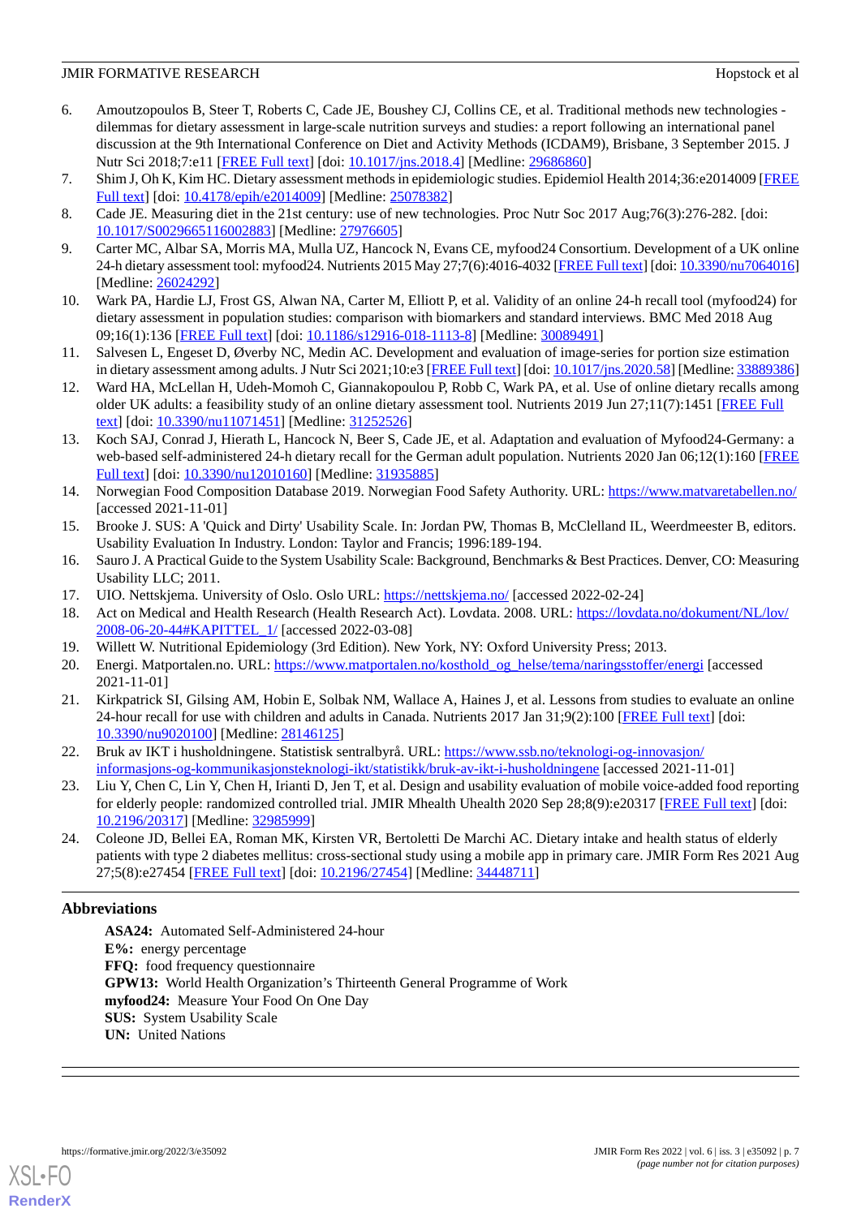6. Amoutzopoulos B, Steer T, Roberts C, Cade JE, Boushey CJ, Collins CE, et al. Traditional methods new technologies - dilemmas for dietary assessment in large-scale nutrition surveys and studies: a report following an international panel discussion at the 9th International Conference on Diet and Activity Methods (ICDAM9), Brisbane, 3 September 2015. J Nutr Sci 2018;7:e11 [FREE Full text] [doi: 10.1017/jns.2018.4] [Medline: 29686860]
7. Shim J, Oh K, Kim HC. Dietary assessment methods in epidemiologic studies. Epidemiol Health 2014;36:e2014009 [FREE Full text] [doi: 10.4178/epih/e2014009] [Medline: 25078382]
8. Cade JE. Measuring diet in the 21st century: use of new technologies. Proc Nutr Soc 2017 Aug;76(3):276-282. [doi: 10.1017/S0029665116002883] [Medline: 27976605]
9. Carter MC, Albar SA, Morris MA, Mulla UZ, Hancock N, Evans CE, myfood24 Consortium. Development of a UK online 24-h dietary assessment tool: myfood24. Nutrients 2015 May 27;7(6):4016-4032 [FREE Full text] [doi: 10.3390/nu7064016] [Medline: 26024292]
10. Wark PA, Hardie LJ, Frost GS, Alwan NA, Carter M, Elliott P, et al. Validity of an online 24-h recall tool (myfood24) for dietary assessment in population studies: comparison with biomarkers and standard interviews. BMC Med 2018 Aug 09;16(1):136 [FREE Full text] [doi: 10.1186/s12916-018-1113-8] [Medline: 30089491]
11. Salvesen L, Engeset D, Øverby NC, Medin AC. Development and evaluation of image-series for portion size estimation in dietary assessment among adults. J Nutr Sci 2021;10:e3 [FREE Full text] [doi: 10.1017/jns.2020.58] [Medline: 33889386]
12. Ward HA, McLellan H, Udeh-Momoh C, Giannakopoulou P, Robb C, Wark PA, et al. Use of online dietary recalls among older UK adults: a feasibility study of an online dietary assessment tool. Nutrients 2019 Jun 27;11(7):1451 [FREE Full text] [doi: 10.3390/nu11071451] [Medline: 31252526]
13. Koch SAJ, Conrad J, Hierath L, Hancock N, Beer S, Cade JE, et al. Adaptation and evaluation of Myfood24-Germany: a web-based self-administered 24-h dietary recall for the German adult population. Nutrients 2020 Jan 06;12(1):160 [FREE Full text] [doi: 10.3390/nu12010160] [Medline: 31935885]
14. Norwegian Food Composition Database 2019. Norwegian Food Safety Authority. URL: https://www.matvaretabellen.no/ [accessed 2021-11-01]
15. Brooke J. SUS: A 'Quick and Dirty' Usability Scale. In: Jordan PW, Thomas B, McClelland IL, Weerdmeester B, editors. Usability Evaluation In Industry. London: Taylor and Francis; 1996:189-194.
16. Sauro J. A Practical Guide to the System Usability Scale: Background, Benchmarks & Best Practices. Denver, CO: Measuring Usability LLC; 2011.
17. UIO. Nettskjema. University of Oslo. Oslo URL: https://nettskjema.no/ [accessed 2022-02-24]
18. Act on Medical and Health Research (Health Research Act). Lovdata. 2008. URL: https://lovdata.no/dokument/NL/lov/2008-06-20-44#KAPITTEL_1/ [accessed 2022-03-08]
19. Willett W. Nutritional Epidemiology (3rd Edition). New York, NY: Oxford University Press; 2013.
20. Energi. Matportalen.no. URL: https://www.matportalen.no/kosthold_og_helse/tema/naringsstoffer/energi [accessed 2021-11-01]
21. Kirkpatrick SI, Gilsing AM, Hobin E, Solbak NM, Wallace A, Haines J, et al. Lessons from studies to evaluate an online 24-hour recall for use with children and adults in Canada. Nutrients 2017 Jan 31;9(2):100 [FREE Full text] [doi: 10.3390/nu9020100] [Medline: 28146125]
22. Bruk av IKT i husholdningene. Statistisk sentralbyrå. URL: https://www.ssb.no/teknologi-og-innovasjon/informasjons-og-kommunikasjonsteknologi-ikt/statistikk/bruk-av-ikt-i-husholdningene [accessed 2021-11-01]
23. Liu Y, Chen C, Lin Y, Chen H, Irianti D, Jen T, et al. Design and usability evaluation of mobile voice-added food reporting for elderly people: randomized controlled trial. JMIR Mhealth Uhealth 2020 Sep 28;8(9):e20317 [FREE Full text] [doi: 10.2196/20317] [Medline: 32985999]
24. Coleone JD, Bellei EA, Roman MK, Kirsten VR, Bertoletti De Marchi AC. Dietary intake and health status of elderly patients with type 2 diabetes mellitus: cross-sectional study using a mobile app in primary care. JMIR Form Res 2021 Aug 27;5(8):e27454 [FREE Full text] [doi: 10.2196/27454] [Medline: 34448711]

## Abbreviations

**ASA24:** Automated Self-Administered 24-hour
**E%:** energy percentage
**FFQ:** food frequency questionnaire
**GPW13:** World Health Organization's Thirteenth General Programme of Work
**myfood24:** Measure Your Food On One Day
**SUS:** System Usability Scale
**UN:** United Nations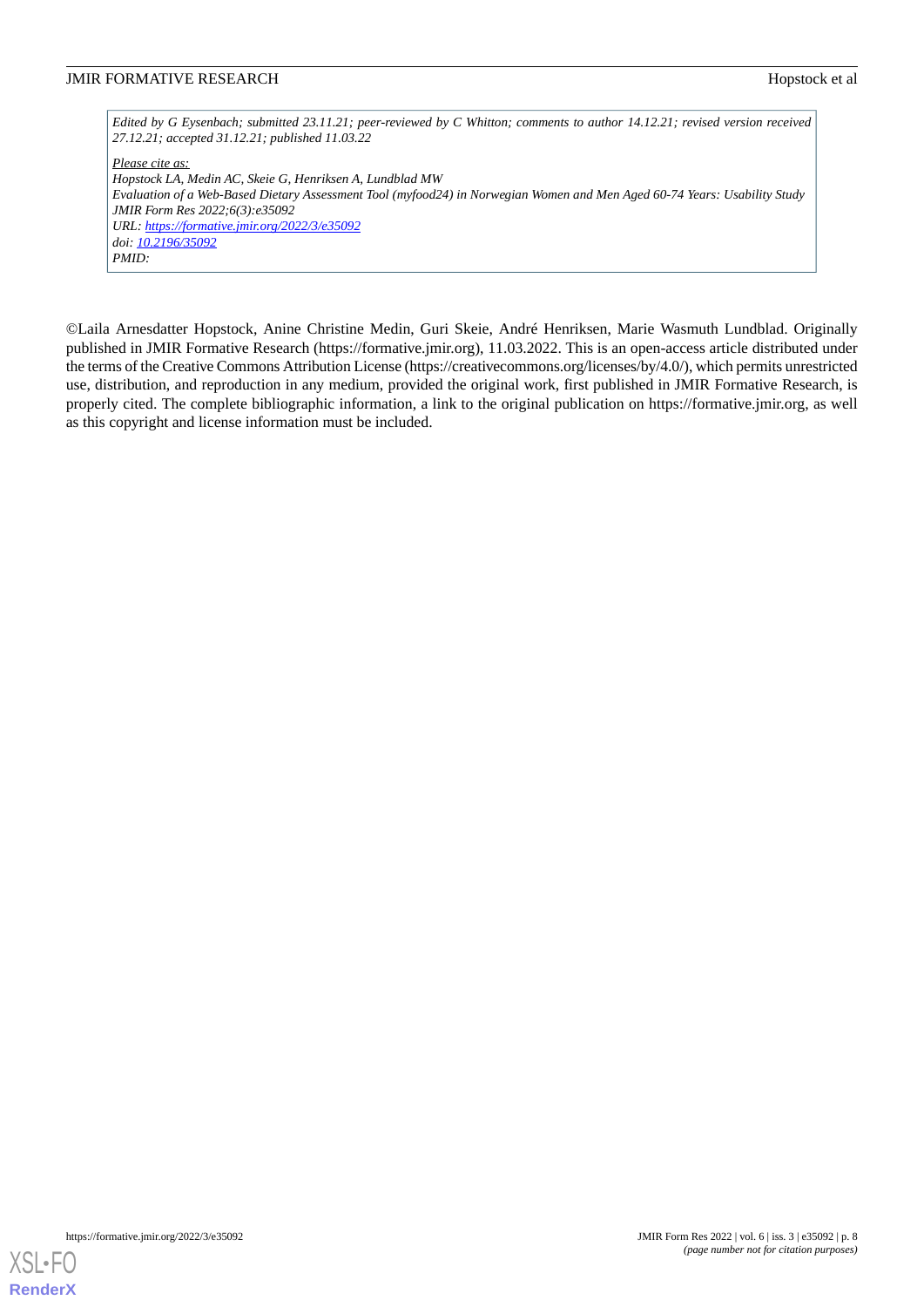*Edited by G Eysenbach; submitted 23.11.21; peer-reviewed by C Whitton; comments to author 14.12.21; revised version received 27.12.21; accepted 31.12.21; published 11.03.22*

*Please cite as:*
*Hopstock LA, Medin AC, Skeie G, Henriksen A, Lundblad MW*
*Evaluation of a Web-Based Dietary Assessment Tool (myfood24) in Norwegian Women and Men Aged 60-74 Years: Usability Study*
*JMIR Form Res 2022;6(3):e35092*
*URL: https://formative.jmir.org/2022/3/e35092*
*doi: 10.2196/35092*
*PMID:*

©Laila Arnesdatter Hopstock, Anine Christine Medin, Guri Skeie, André Henriksen, Marie Wasmuth Lundblad. Originally published in JMIR Formative Research (https://formative.jmir.org), 11.03.2022. This is an open-access article distributed under the terms of the Creative Commons Attribution License (https://creativecommons.org/licenses/by/4.0/), which permits unrestricted use, distribution, and reproduction in any medium, provided the original work, first published in JMIR Formative Research, is properly cited. The complete bibliographic information, a link to the original publication on https://formative.jmir.org, as well as this copyright and license information must be included.